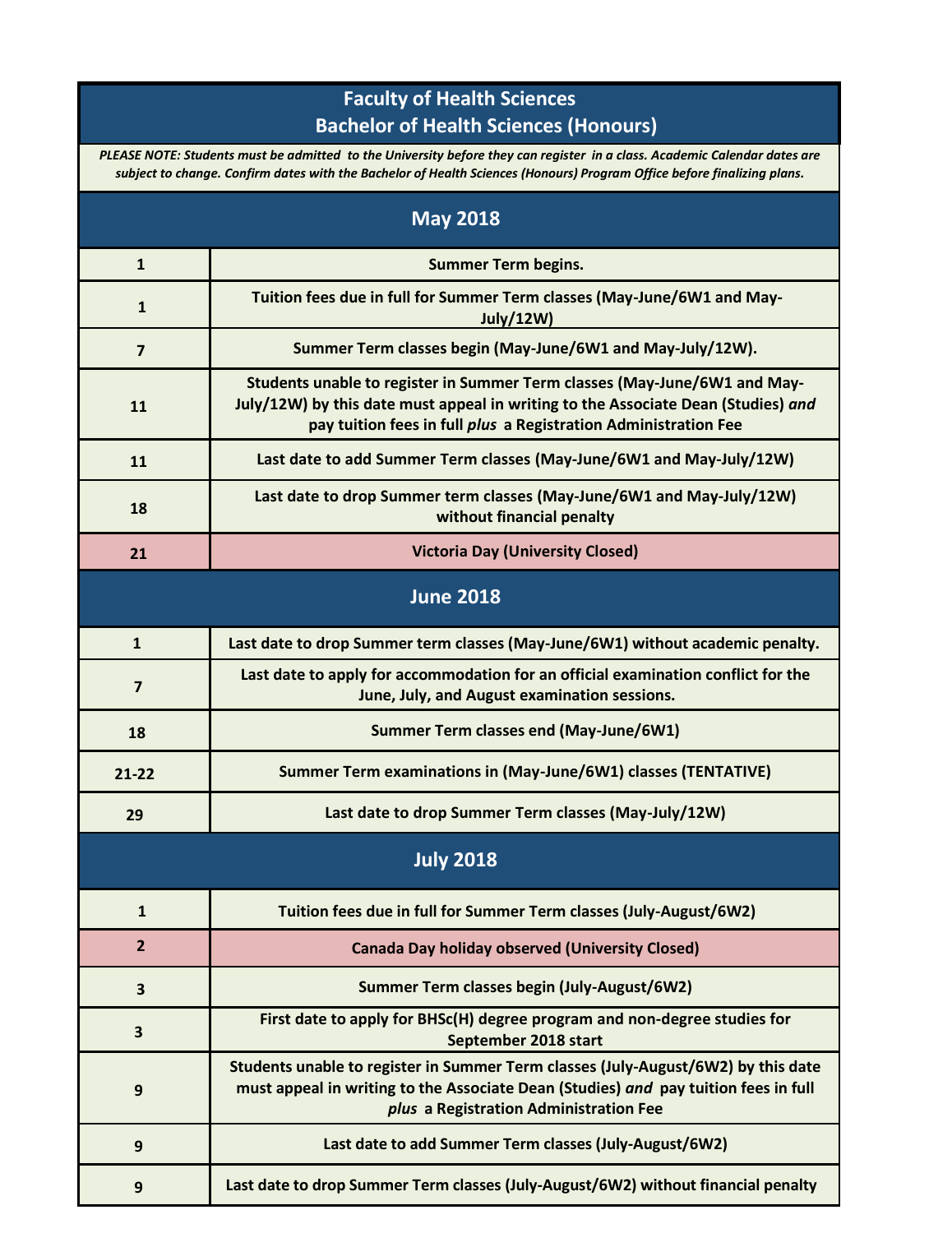# Faculty of Health Sciences
# Bachelor of Health Sciences (Honours)

***PLEASE NOTE: Students must be admitted to the University before they can register in a class. Academic Calendar dates are subject to change. Confirm dates with the Bachelor of Health Sciences (Honours) Program Office before finalizing plans.***

## May 2018

| Date | Event |
|---|---|
| 1 | Summer Term begins. |
| 1 | Tuition fees due in full for Summer Term classes (May-June/6W1 and May-July/12W) |
| 7 | Summer Term classes begin (May-June/6W1 and May-July/12W). |
| 11 | Students unable to register in Summer Term classes (May-June/6W1 and May-July/12W) by this date must appeal in writing to the Associate Dean (Studies) *and* pay tuition fees in full *plus* a Registration Administration Fee |
| 11 | Last date to add Summer Term classes (May-June/6W1 and May-July/12W) |
| 18 | Last date to drop Summer term classes (May-June/6W1 and May-July/12W) without financial penalty |
| 21 | Victoria Day (University Closed) |

## June 2018

| Date | Event |
|---|---|
| 1 | Last date to drop Summer term classes (May-June/6W1) without academic penalty. |
| 7 | Last date to apply for accommodation for an official examination conflict for the June, July, and August examination sessions. |
| 18 | Summer Term classes end (May-June/6W1) |
| 21-22 | Summer Term examinations in (May-June/6W1) classes (TENTATIVE) |
| 29 | Last date to drop Summer Term classes (May-July/12W) |

## July 2018

| Date | Event |
|---|---|
| 1 | Tuition fees due in full for Summer Term classes (July-August/6W2) |
| 2 | Canada Day holiday observed (University Closed) |
| 3 | Summer Term classes begin (July-August/6W2) |
| 3 | First date to apply for BHSc(H) degree program and non-degree studies for September 2018 start |
| 9 | Students unable to register in Summer Term classes (July-August/6W2) by this date must appeal in writing to the Associate Dean (Studies) *and* pay tuition fees in full *plus* a Registration Administration Fee |
| 9 | Last date to add Summer Term classes (July-August/6W2) |
| 9 | Last date to drop Summer Term classes (July-August/6W2) without financial penalty |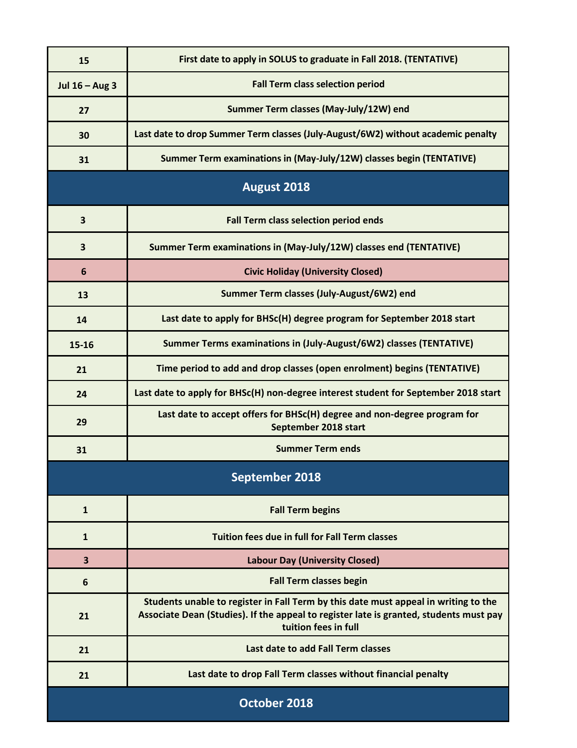| | |
|---|---|
| 15 | First date to apply in SOLUS to graduate in Fall 2018. (TENTATIVE) |
| Jul 16 – Aug 3 | Fall Term class selection period |
| 27 | Summer Term classes (May-July/12W) end |
| 30 | Last date to drop Summer Term classes (July-August/6W2) without academic penalty |
| 31 | Summer Term examinations in (May-July/12W) classes begin (TENTATIVE) |
| **August 2018** | |
| 3 | Fall Term class selection period ends |
| 3 | Summer Term examinations in (May-July/12W) classes end (TENTATIVE) |
| 6 | Civic Holiday (University Closed) |
| 13 | Summer Term classes (July-August/6W2) end |
| 14 | Last date to apply for BHSc(H) degree program for September 2018 start |
| 15-16 | Summer Terms examinations in (July-August/6W2) classes (TENTATIVE) |
| 21 | Time period to add and drop classes (open enrolment) begins (TENTATIVE) |
| 24 | Last date to apply for BHSc(H) non-degree interest student for September 2018 start |
| 29 | Last date to accept offers for BHSc(H) degree and non-degree program for September 2018 start |
| 31 | Summer Term ends |
| **September 2018** | |
| 1 | Fall Term begins |
| 1 | Tuition fees due in full for Fall Term classes |
| 3 | Labour Day (University Closed) |
| 6 | Fall Term classes begin |
| 21 | Students unable to register in Fall Term by this date must appeal in writing to the Associate Dean (Studies). If the appeal to register late is granted, students must pay tuition fees in full |
| 21 | Last date to add Fall Term classes |
| 21 | Last date to drop Fall Term classes without financial penalty |
| **October 2018** | |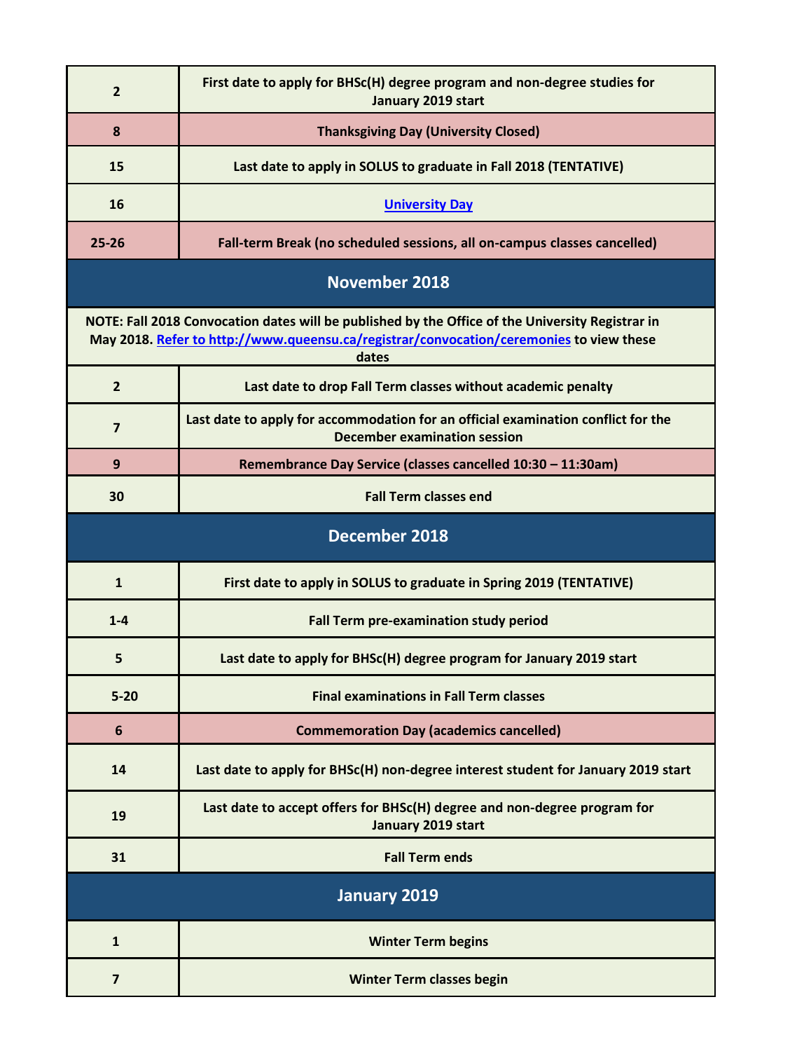| | |
|---|---|
| 2 | First date to apply for BHSc(H) degree program and non-degree studies for January 2019 start |
| 8 | Thanksgiving Day (University Closed) |
| 15 | Last date to apply in SOLUS to graduate in Fall 2018 (TENTATIVE) |
| 16 | [University Day]() |
| 25-26 | Fall-term Break (no scheduled sessions, all on-campus classes cancelled) |

## November 2018

NOTE: Fall 2018 Convocation dates will be published by the Office of the University Registrar in May 2018. [Refer to http://www.queensu.ca/registrar/convocation/ceremonies](http://www.queensu.ca/registrar/convocation/ceremonies) to view these dates

| | |
|---|---|
| 2 | Last date to drop Fall Term classes without academic penalty |
| 7 | Last date to apply for accommodation for an official examination conflict for the December examination session |
| 9 | Remembrance Day Service (classes cancelled 10:30 – 11:30am) |
| 30 | Fall Term classes end |

## December 2018

| | |
|---|---|
| 1 | First date to apply in SOLUS to graduate in Spring 2019 (TENTATIVE) |
| 1-4 | Fall Term pre-examination study period |
| 5 | Last date to apply for BHSc(H) degree program for January 2019 start |
| 5-20 | Final examinations in Fall Term classes |
| 6 | Commemoration Day (academics cancelled) |
| 14 | Last date to apply for BHSc(H) non-degree interest student for January 2019 start |
| 19 | Last date to accept offers for BHSc(H) degree and non-degree program for January 2019 start |
| 31 | Fall Term ends |

## January 2019

| | |
|---|---|
| 1 | Winter Term begins |
| 7 | Winter Term classes begin |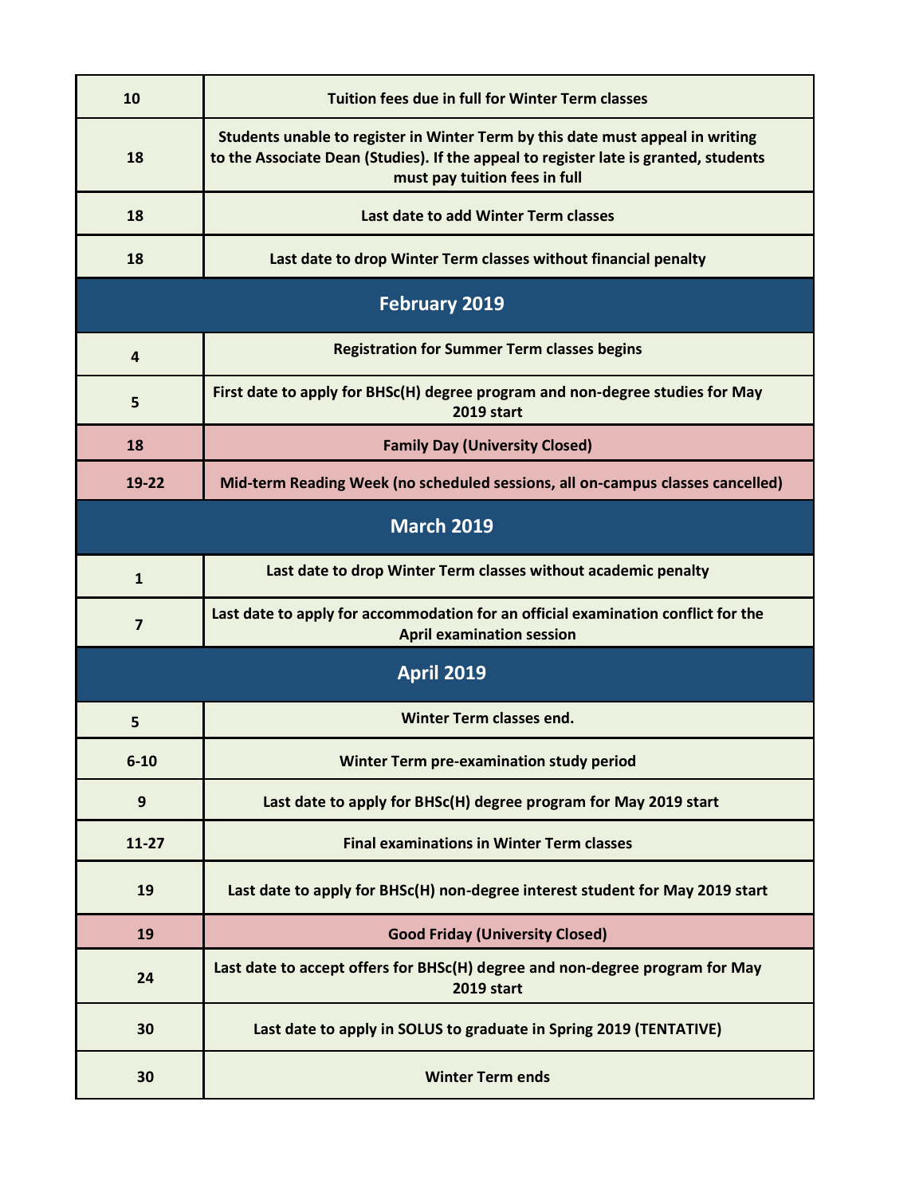| | |
|---|---|
| 10 | Tuition fees due in full for Winter Term classes |
| 18 | Students unable to register in Winter Term by this date must appeal in writing to the Associate Dean (Studies). If the appeal to register late is granted, students must pay tuition fees in full |
| 18 | Last date to add Winter Term classes |
| 18 | Last date to drop Winter Term classes without financial penalty |
| **February 2019** | |
| 4 | Registration for Summer Term classes begins |
| 5 | First date to apply for BHSc(H) degree program and non-degree studies for May 2019 start |
| 18 | Family Day (University Closed) |
| 19-22 | Mid-term Reading Week (no scheduled sessions, all on-campus classes cancelled) |
| **March 2019** | |
| 1 | Last date to drop Winter Term classes without academic penalty |
| 7 | Last date to apply for accommodation for an official examination conflict for the April examination session |
| **April 2019** | |
| 5 | Winter Term classes end. |
| 6-10 | Winter Term pre-examination study period |
| 9 | Last date to apply for BHSc(H) degree program for May 2019 start |
| 11-27 | Final examinations in Winter Term classes |
| 19 | Last date to apply for BHSc(H) non-degree interest student for May 2019 start |
| 19 | Good Friday (University Closed) |
| 24 | Last date to accept offers for BHSc(H) degree and non-degree program for May 2019 start |
| 30 | Last date to apply in SOLUS to graduate in Spring 2019 (TENTATIVE) |
| 30 | Winter Term ends |